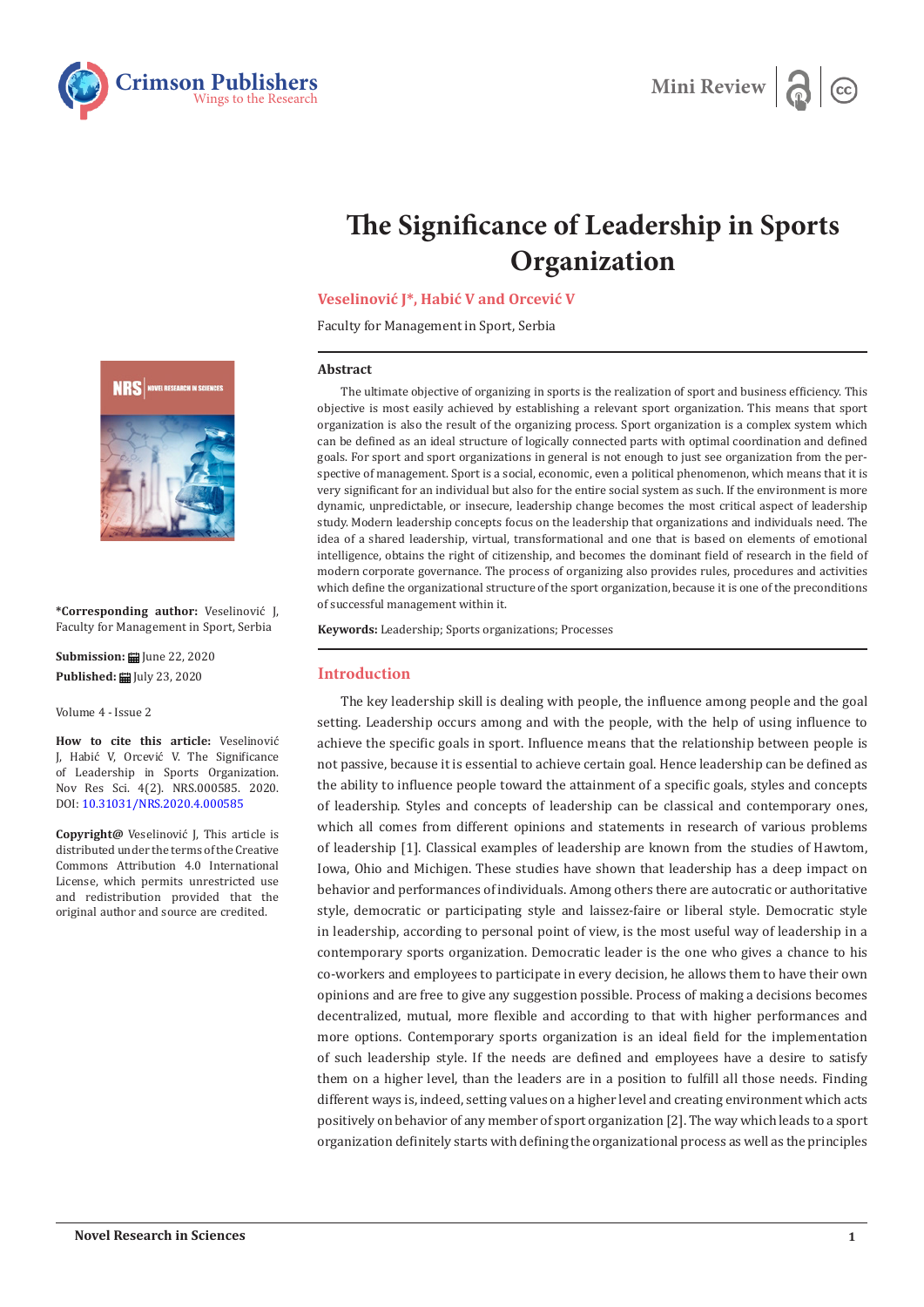Mini Review

# The Significance of Leadership in Sports Organization

**Veselinović J*, Habić V and Orcević V**

Faculty for Management in Sport, Serbia

***Corresponding author:** Veselinović J, Faculty for Management in Sport, Serbia

**Submission:** June 22, 2020

**Published:** July 23, 2020

Volume 4 - Issue 2

**How to cite this article:** Veselinović J, Habić V, Orcević V. The Significance of Leadership in Sports Organization. Nov Res Sci. 4(2). NRS.000585. 2020. DOI: 10.31031/NRS.2020.4.000585

**Copyright@** Veselinović J, This article is distributed under the terms of the Creative Commons Attribution 4.0 International License, which permits unrestricted use and redistribution provided that the original author and source are credited.

## Abstract

The ultimate objective of organizing in sports is the realization of sport and business efficiency. This objective is most easily achieved by establishing a relevant sport organization. This means that sport organization is also the result of the organizing process. Sport organization is a complex system which can be defined as an ideal structure of logically connected parts with optimal coordination and defined goals. For sport and sport organizations in general is not enough to just see organization from the perspective of management. Sport is a social, economic, even a political phenomenon, which means that it is very significant for an individual but also for the entire social system as such. If the environment is more dynamic, unpredictable, or insecure, leadership change becomes the most critical aspect of leadership study. Modern leadership concepts focus on the leadership that organizations and individuals need. The idea of a shared leadership, virtual, transformational and one that is based on elements of emotional intelligence, obtains the right of citizenship, and becomes the dominant field of research in the field of modern corporate governance. The process of organizing also provides rules, procedures and activities which define the organizational structure of the sport organization, because it is one of the preconditions of successful management within it.

**Keywords:** Leadership; Sports organizations; Processes

## Introduction

The key leadership skill is dealing with people, the influence among people and the goal setting. Leadership occurs among and with the people, with the help of using influence to achieve the specific goals in sport. Influence means that the relationship between people is not passive, because it is essential to achieve certain goal. Hence leadership can be defined as the ability to influence people toward the attainment of a specific goals, styles and concepts of leadership. Styles and concepts of leadership can be classical and contemporary ones, which all comes from different opinions and statements in research of various problems of leadership [1]. Classical examples of leadership are known from the studies of Hawtom, Iowa, Ohio and Michigen. These studies have shown that leadership has a deep impact on behavior and performances of individuals. Among others there are autocratic or authoritative style, democratic or participating style and laissez-faire or liberal style. Democratic style in leadership, according to personal point of view, is the most useful way of leadership in a contemporary sports organization. Democratic leader is the one who gives a chance to his co-workers and employees to participate in every decision, he allows them to have their own opinions and are free to give any suggestion possible. Process of making a decisions becomes decentralized, mutual, more flexible and according to that with higher performances and more options. Contemporary sports organization is an ideal field for the implementation of such leadership style. If the needs are defined and employees have a desire to satisfy them on a higher level, than the leaders are in a position to fulfill all those needs. Finding different ways is, indeed, setting values on a higher level and creating environment which acts positively on behavior of any member of sport organization [2]. The way which leads to a sport organization definitely starts with defining the organizational process as well as the principles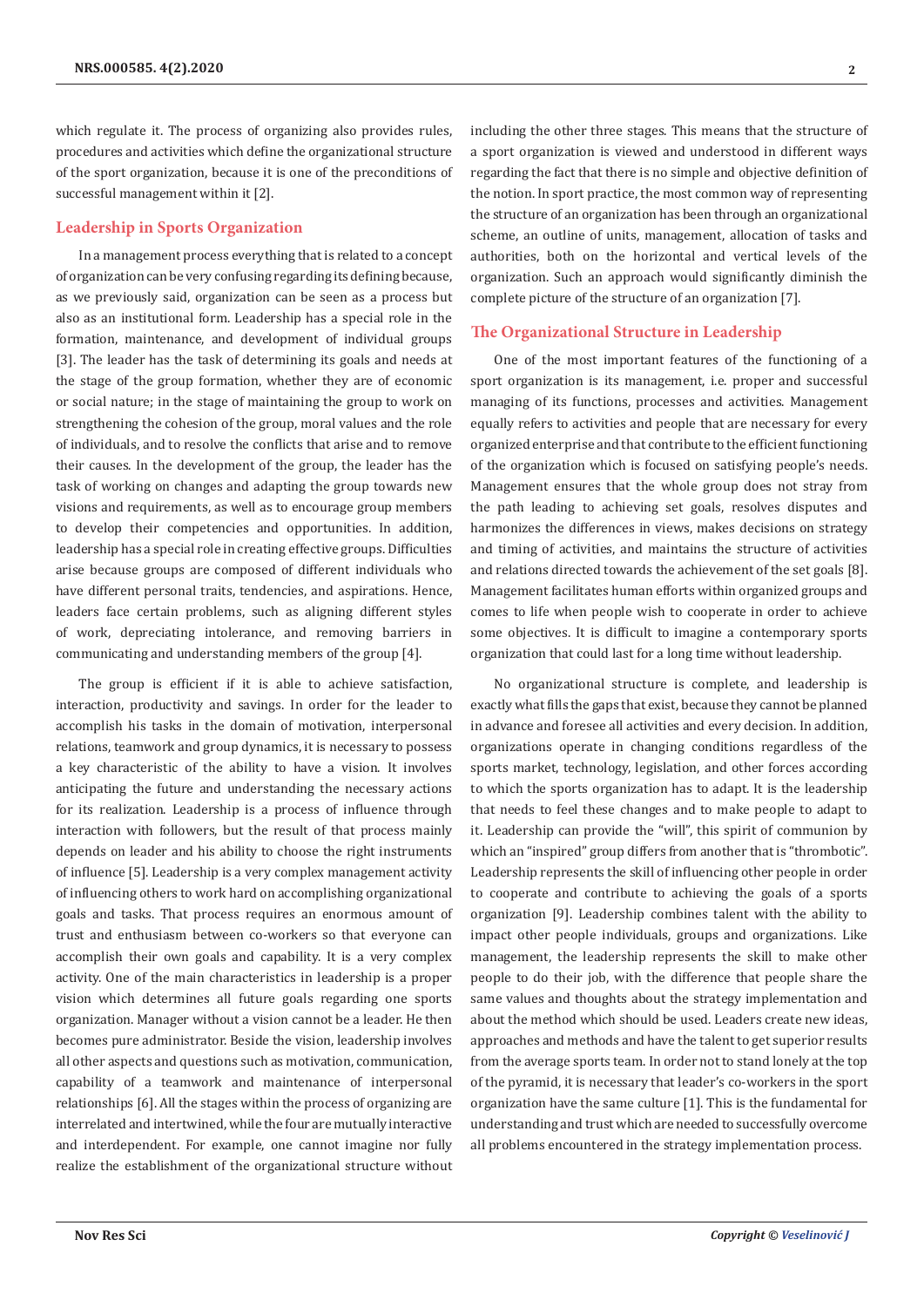which regulate it. The process of organizing also provides rules, procedures and activities which define the organizational structure of the sport organization, because it is one of the preconditions of successful management within it [2].

## Leadership in Sports Organization

In a management process everything that is related to a concept of organization can be very confusing regarding its defining because, as we previously said, organization can be seen as a process but also as an institutional form. Leadership has a special role in the formation, maintenance, and development of individual groups [3]. The leader has the task of determining its goals and needs at the stage of the group formation, whether they are of economic or social nature; in the stage of maintaining the group to work on strengthening the cohesion of the group, moral values and the role of individuals, and to resolve the conflicts that arise and to remove their causes. In the development of the group, the leader has the task of working on changes and adapting the group towards new visions and requirements, as well as to encourage group members to develop their competencies and opportunities. In addition, leadership has a special role in creating effective groups. Difficulties arise because groups are composed of different individuals who have different personal traits, tendencies, and aspirations. Hence, leaders face certain problems, such as aligning different styles of work, depreciating intolerance, and removing barriers in communicating and understanding members of the group [4].

The group is efficient if it is able to achieve satisfaction, interaction, productivity and savings. In order for the leader to accomplish his tasks in the domain of motivation, interpersonal relations, teamwork and group dynamics, it is necessary to possess a key characteristic of the ability to have a vision. It involves anticipating the future and understanding the necessary actions for its realization. Leadership is a process of influence through interaction with followers, but the result of that process mainly depends on leader and his ability to choose the right instruments of influence [5]. Leadership is a very complex management activity of influencing others to work hard on accomplishing organizational goals and tasks. That process requires an enormous amount of trust and enthusiasm between co-workers so that everyone can accomplish their own goals and capability. It is a very complex activity. One of the main characteristics in leadership is a proper vision which determines all future goals regarding one sports organization. Manager without a vision cannot be a leader. He then becomes pure administrator. Beside the vision, leadership involves all other aspects and questions such as motivation, communication, capability of a teamwork and maintenance of interpersonal relationships [6]. All the stages within the process of organizing are interrelated and intertwined, while the four are mutually interactive and interdependent. For example, one cannot imagine nor fully realize the establishment of the organizational structure without including the other three stages. This means that the structure of a sport organization is viewed and understood in different ways regarding the fact that there is no simple and objective definition of the notion. In sport practice, the most common way of representing the structure of an organization has been through an organizational scheme, an outline of units, management, allocation of tasks and authorities, both on the horizontal and vertical levels of the organization. Such an approach would significantly diminish the complete picture of the structure of an organization [7].

## The Organizational Structure in Leadership

One of the most important features of the functioning of a sport organization is its management, i.e. proper and successful managing of its functions, processes and activities. Management equally refers to activities and people that are necessary for every organized enterprise and that contribute to the efficient functioning of the organization which is focused on satisfying people's needs. Management ensures that the whole group does not stray from the path leading to achieving set goals, resolves disputes and harmonizes the differences in views, makes decisions on strategy and timing of activities, and maintains the structure of activities and relations directed towards the achievement of the set goals [8]. Management facilitates human efforts within organized groups and comes to life when people wish to cooperate in order to achieve some objectives. It is difficult to imagine a contemporary sports organization that could last for a long time without leadership.

No organizational structure is complete, and leadership is exactly what fills the gaps that exist, because they cannot be planned in advance and foresee all activities and every decision. In addition, organizations operate in changing conditions regardless of the sports market, technology, legislation, and other forces according to which the sports organization has to adapt. It is the leadership that needs to feel these changes and to make people to adapt to it. Leadership can provide the "will", this spirit of communion by which an "inspired" group differs from another that is "thrombotic". Leadership represents the skill of influencing other people in order to cooperate and contribute to achieving the goals of a sports organization [9]. Leadership combines talent with the ability to impact other people individuals, groups and organizations. Like management, the leadership represents the skill to make other people to do their job, with the difference that people share the same values and thoughts about the strategy implementation and about the method which should be used. Leaders create new ideas, approaches and methods and have the talent to get superior results from the average sports team. In order not to stand lonely at the top of the pyramid, it is necessary that leader's co-workers in the sport organization have the same culture [1]. This is the fundamental for understanding and trust which are needed to successfully overcome all problems encountered in the strategy implementation process.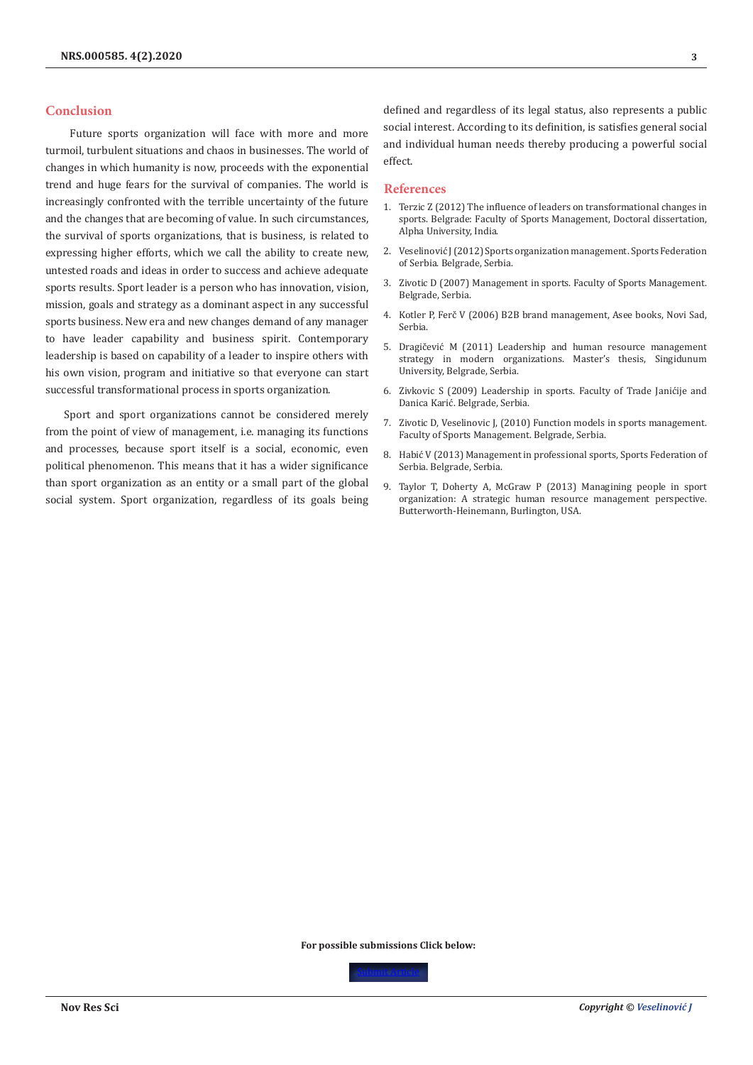## Conclusion

Future sports organization will face with more and more turmoil, turbulent situations and chaos in businesses. The world of changes in which humanity is now, proceeds with the exponential trend and huge fears for the survival of companies. The world is increasingly confronted with the terrible uncertainty of the future and the changes that are becoming of value. In such circumstances, the survival of sports organizations, that is business, is related to expressing higher efforts, which we call the ability to create new, untested roads and ideas in order to success and achieve adequate sports results. Sport leader is a person who has innovation, vision, mission, goals and strategy as a dominant aspect in any successful sports business. New era and new changes demand of any manager to have leader capability and business spirit. Contemporary leadership is based on capability of a leader to inspire others with his own vision, program and initiative so that everyone can start successful transformational process in sports organization.

Sport and sport organizations cannot be considered merely from the point of view of management, i.e. managing its functions and processes, because sport itself is a social, economic, even political phenomenon. This means that it has a wider significance than sport organization as an entity or a small part of the global social system. Sport organization, regardless of its goals being defined and regardless of its legal status, also represents a public social interest. According to its definition, is satisfies general social and individual human needs thereby producing a powerful social effect.

## References

1. Terzic Z (2012) The influence of leaders on transformational changes in sports. Belgrade: Faculty of Sports Management, Doctoral dissertation, Alpha University, India.
2. Veselinović J (2012) Sports organization management. Sports Federation of Serbia. Belgrade, Serbia.
3. Zivotic D (2007) Management in sports. Faculty of Sports Management. Belgrade, Serbia.
4. Kotler P, Ferč V (2006) B2B brand management, Asee books, Novi Sad, Serbia.
5. Dragičević M (2011) Leadership and human resource management strategy in modern organizations. Master's thesis, Singidunum University, Belgrade, Serbia.
6. Zivkovic S (2009) Leadership in sports. Faculty of Trade Janićije and Danica Karić. Belgrade, Serbia.
7. Zivotic D, Veselinovic J, (2010) Function models in sports management. Faculty of Sports Management. Belgrade, Serbia.
8. Habić V (2013) Management in professional sports, Sports Federation of Serbia. Belgrade, Serbia.
9. Taylor T, Doherty A, McGraw P (2013) Managining people in sport organization: A strategic human resource management perspective. Butterworth-Heinemann, Burlington, USA.

**For possible submissions Click below:**

Submit Article